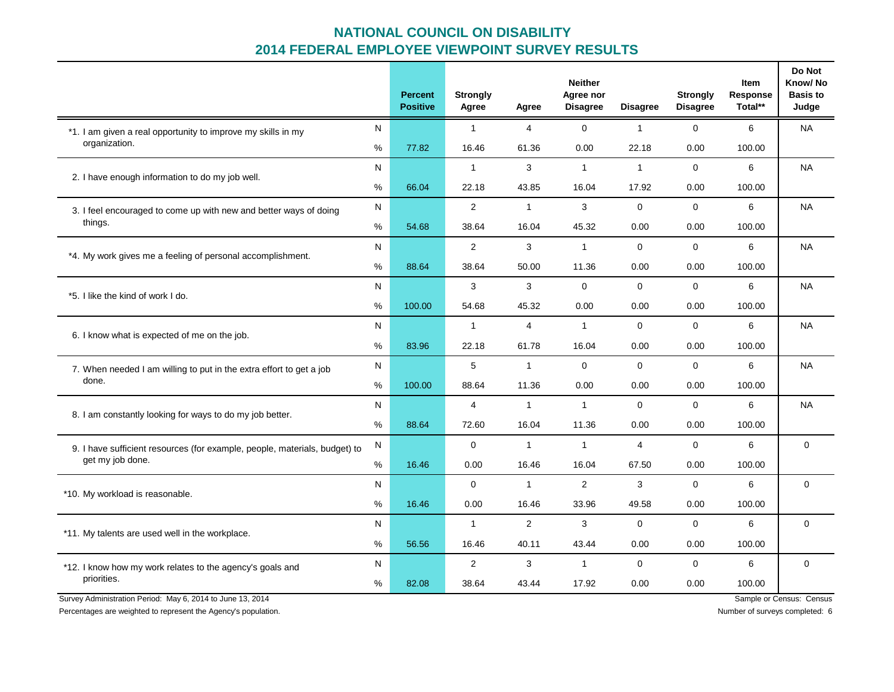# NATIONAL COUNCIL ON DISABILITY
## 2014 FEDERAL EMPLOYEE VIEWPOINT SURVEY RESULTS

| | | Percent Positive | Strongly Agree | Agree | Neither Agree nor Disagree | Disagree | Strongly Disagree | Item Response Total** | Do Not Know/ No Basis to Judge |
|---|---|---|---|---|---|---|---|---|---|
| *1. I am given a real opportunity to improve my skills in my organization. | N | | 1 | 4 | 0 | 1 | 0 | 6 | NA |
| | % | 77.82 | 16.46 | 61.36 | 0.00 | 22.18 | 0.00 | 100.00 | |
| 2. I have enough information to do my job well. | N | | 1 | 3 | 1 | 1 | 0 | 6 | NA |
| | % | 66.04 | 22.18 | 43.85 | 16.04 | 17.92 | 0.00 | 100.00 | |
| 3. I feel encouraged to come up with new and better ways of doing things. | N | | 2 | 1 | 3 | 0 | 0 | 6 | NA |
| | % | 54.68 | 38.64 | 16.04 | 45.32 | 0.00 | 0.00 | 100.00 | |
| *4. My work gives me a feeling of personal accomplishment. | N | | 2 | 3 | 1 | 0 | 0 | 6 | NA |
| | % | 88.64 | 38.64 | 50.00 | 11.36 | 0.00 | 0.00 | 100.00 | |
| *5. I like the kind of work I do. | N | | 3 | 3 | 0 | 0 | 0 | 6 | NA |
| | % | 100.00 | 54.68 | 45.32 | 0.00 | 0.00 | 0.00 | 100.00 | |
| 6. I know what is expected of me on the job. | N | | 1 | 4 | 1 | 0 | 0 | 6 | NA |
| | % | 83.96 | 22.18 | 61.78 | 16.04 | 0.00 | 0.00 | 100.00 | |
| 7. When needed I am willing to put in the extra effort to get a job done. | N | | 5 | 1 | 0 | 0 | 0 | 6 | NA |
| | % | 100.00 | 88.64 | 11.36 | 0.00 | 0.00 | 0.00 | 100.00 | |
| 8. I am constantly looking for ways to do my job better. | N | | 4 | 1 | 1 | 0 | 0 | 6 | NA |
| | % | 88.64 | 72.60 | 16.04 | 11.36 | 0.00 | 0.00 | 100.00 | |
| 9. I have sufficient resources (for example, people, materials, budget) to get my job done. | N | | 0 | 1 | 1 | 4 | 0 | 6 | 0 |
| | % | 16.46 | 0.00 | 16.46 | 16.04 | 67.50 | 0.00 | 100.00 | |
| *10. My workload is reasonable. | N | | 0 | 1 | 2 | 3 | 0 | 6 | 0 |
| | % | 16.46 | 0.00 | 16.46 | 33.96 | 49.58 | 0.00 | 100.00 | |
| *11. My talents are used well in the workplace. | N | | 1 | 2 | 3 | 0 | 0 | 6 | 0 |
| | % | 56.56 | 16.46 | 40.11 | 43.44 | 0.00 | 0.00 | 100.00 | |
| *12. I know how my work relates to the agency's goals and priorities. | N | | 2 | 3 | 1 | 0 | 0 | 6 | 0 |
| | % | 82.08 | 38.64 | 43.44 | 17.92 | 0.00 | 0.00 | 100.00 | |

Survey Administration Period: May 6, 2014 to June 13, 2014

Percentages are weighted to represent the Agency's population.

Sample or Census: Census

Number of surveys completed: 6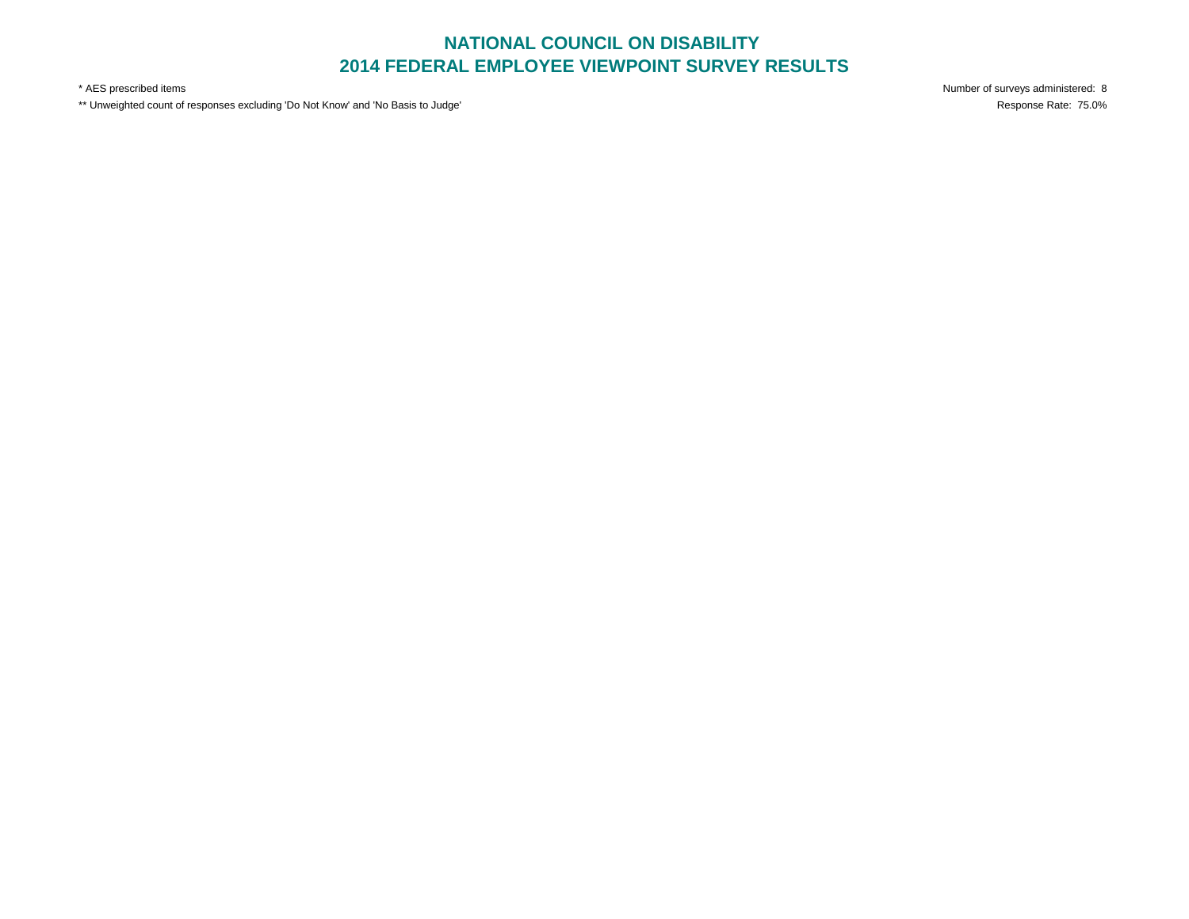# NATIONAL COUNCIL ON DISABILITY
# 2014 FEDERAL EMPLOYEE VIEWPOINT SURVEY RESULTS

* AES prescribed items

** Unweighted count of responses excluding 'Do Not Know' and 'No Basis to Judge'

Number of surveys administered: 8

Response Rate: 75.0%